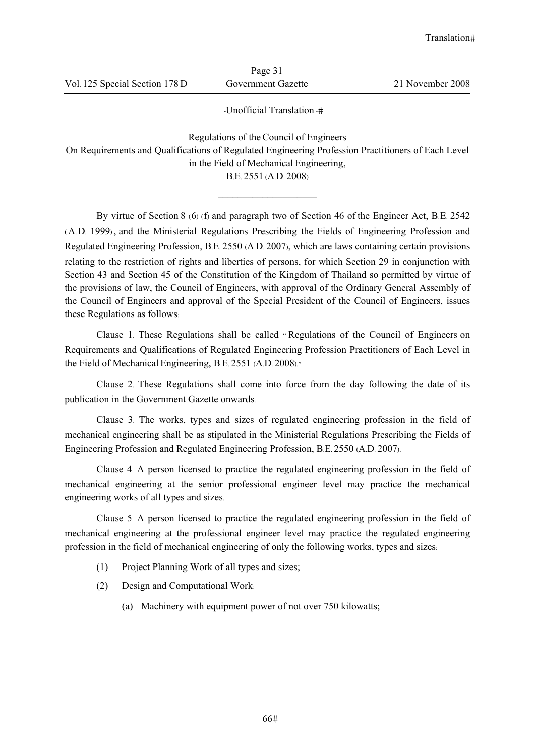-Unofficial Translation -

# Regulations of the Council of Engineers On Requirements and Qualifications of Regulated Engineering Profession Practitioners of Each Level in the Field of Mechanical Engineering, B.E. 2551 (A.D. 2008)

---

By virtue of Section 8 (6) (f) and paragraph two of Section 46 of the Engineer Act, B.E. 2542 (A.D. 1999), and the Ministerial Regulations Prescribing the Fields of Engineering Profession and Regulated Engineering Profession, B.E. 2550 (A.D. 2007), which are laws containing certain provisions relating to the restriction of rights and liberties of persons, for which Section 29 in conjunction with Section 43 and Section 45 of the Constitution of the Kingdom of Thailand so permitted by virtue of the provisions of law, the Council of Engineers, with approval of the Ordinary General Assembly of the Council of Engineers and approval of the Special President of the Council of Engineers, issues these Regulations as follows:

Clause 1. These Regulations shall be called "Regulations of the Council of Engineers on Requirements and Qualifications of Regulated Engineering Profession Practitioners of Each Level in the Field of Mechanical Engineering, B.E. 2551 (A.D. 2008)."

Clause 2. These Regulations shall come into force from the day following the date of its publication in the Government Gazette onwards.

Clause 3. The works, types and sizes of regulated engineering profession in the field of mechanical engineering shall be as stipulated in the Ministerial Regulations Prescribing the Fields of Engineering Profession and Regulated Engineering Profession, B.E. 2550 (A.D. 2007).

Clause 4. A person licensed to practice the regulated engineering profession in the field of mechanical engineering at the senior professional engineer level may practice the mechanical engineering works of all types and sizes.

Clause 5. A person licensed to practice the regulated engineering profession in the field of mechanical engineering at the professional engineer level may practice the regulated engineering profession in the field of mechanical engineering of only the following works, types and sizes:

(1) Project Planning Work of all types and sizes;

(2) Design and Computational Work:

(a) Machinery with equipment power of not over 750 kilowatts;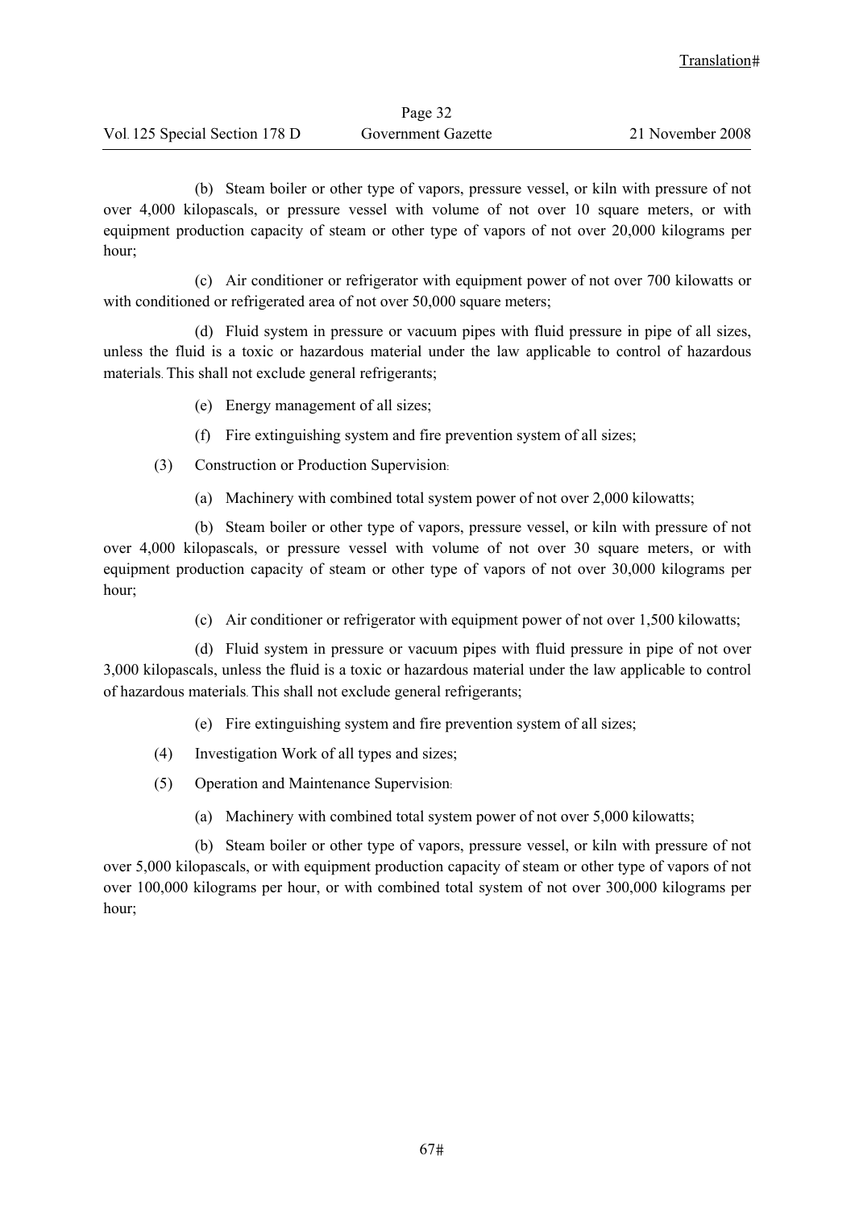(b) Steam boiler or other type of vapors, pressure vessel, or kiln with pressure of not over 4,000 kilopascals, or pressure vessel with volume of not over 10 square meters, or with equipment production capacity of steam or other type of vapors of not over 20,000 kilograms per hour;

(c) Air conditioner or refrigerator with equipment power of not over 700 kilowatts or with conditioned or refrigerated area of not over 50,000 square meters;

(d) Fluid system in pressure or vacuum pipes with fluid pressure in pipe of all sizes, unless the fluid is a toxic or hazardous material under the law applicable to control of hazardous materials. This shall not exclude general refrigerants;

(e) Energy management of all sizes;

(f) Fire extinguishing system and fire prevention system of all sizes;

(3) Construction or Production Supervision:

(a) Machinery with combined total system power of not over 2,000 kilowatts;

(b) Steam boiler or other type of vapors, pressure vessel, or kiln with pressure of not over 4,000 kilopascals, or pressure vessel with volume of not over 30 square meters, or with equipment production capacity of steam or other type of vapors of not over 30,000 kilograms per hour;

(c) Air conditioner or refrigerator with equipment power of not over 1,500 kilowatts;

(d) Fluid system in pressure or vacuum pipes with fluid pressure in pipe of not over 3,000 kilopascals, unless the fluid is a toxic or hazardous material under the law applicable to control of hazardous materials. This shall not exclude general refrigerants;

(e) Fire extinguishing system and fire prevention system of all sizes;

(4) Investigation Work of all types and sizes;

(5) Operation and Maintenance Supervision:

(a) Machinery with combined total system power of not over 5,000 kilowatts;

(b) Steam boiler or other type of vapors, pressure vessel, or kiln with pressure of not over 5,000 kilopascals, or with equipment production capacity of steam or other type of vapors of not over 100,000 kilograms per hour, or with combined total system of not over 300,000 kilograms per hour;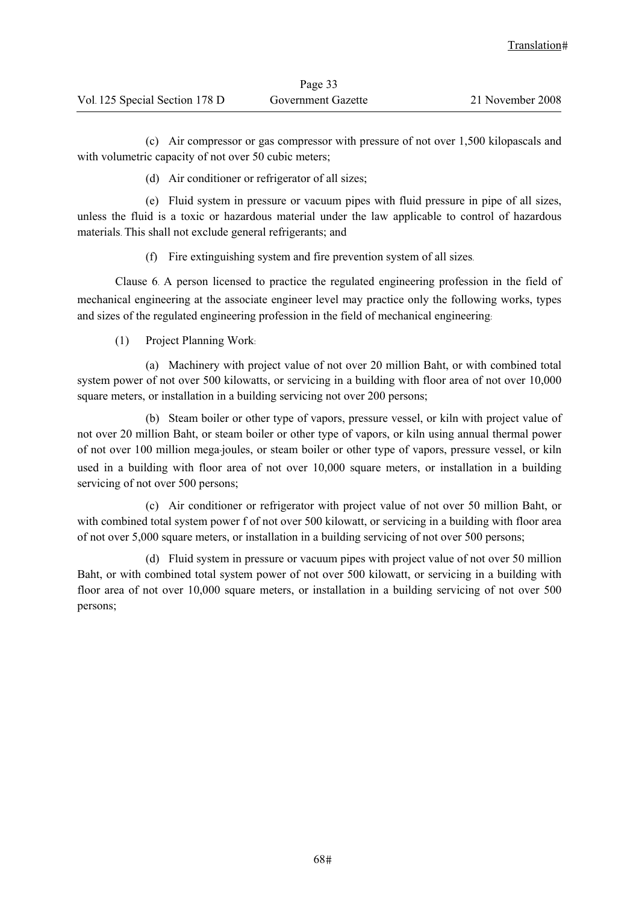(c) Air compressor or gas compressor with pressure of not over 1,500 kilopascals and with volumetric capacity of not over 50 cubic meters;

(d) Air conditioner or refrigerator of all sizes;

(e) Fluid system in pressure or vacuum pipes with fluid pressure in pipe of all sizes, unless the fluid is a toxic or hazardous material under the law applicable to control of hazardous materials. This shall not exclude general refrigerants; and

(f) Fire extinguishing system and fire prevention system of all sizes.

Clause 6. A person licensed to practice the regulated engineering profession in the field of mechanical engineering at the associate engineer level may practice only the following works, types and sizes of the regulated engineering profession in the field of mechanical engineering:

(1) Project Planning Work:

(a) Machinery with project value of not over 20 million Baht, or with combined total system power of not over 500 kilowatts, or servicing in a building with floor area of not over 10,000 square meters, or installation in a building servicing not over 200 persons;

(b) Steam boiler or other type of vapors, pressure vessel, or kiln with project value of not over 20 million Baht, or steam boiler or other type of vapors, or kiln using annual thermal power of not over 100 million mega-joules, or steam boiler or other type of vapors, pressure vessel, or kiln used in a building with floor area of not over 10,000 square meters, or installation in a building servicing of not over 500 persons;

(c) Air conditioner or refrigerator with project value of not over 50 million Baht, or with combined total system power f of not over 500 kilowatt, or servicing in a building with floor area of not over 5,000 square meters, or installation in a building servicing of not over 500 persons;

(d) Fluid system in pressure or vacuum pipes with project value of not over 50 million Baht, or with combined total system power of not over 500 kilowatt, or servicing in a building with floor area of not over 10,000 square meters, or installation in a building servicing of not over 500 persons;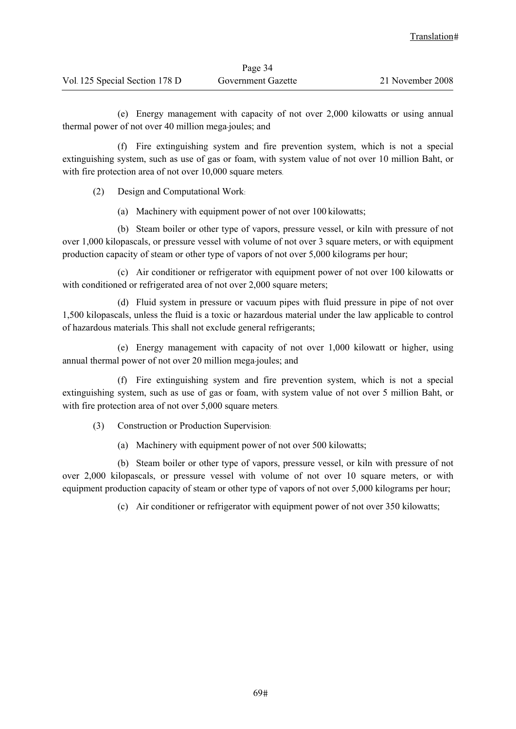(e) Energy management with capacity of not over 2,000 kilowatts or using annual thermal power of not over 40 million mega-joules; and

(f) Fire extinguishing system and fire prevention system, which is not a special extinguishing system, such as use of gas or foam, with system value of not over 10 million Baht, or with fire protection area of not over 10,000 square meters.

(2) Design and Computational Work:

(a) Machinery with equipment power of not over 100 kilowatts;

(b) Steam boiler or other type of vapors, pressure vessel, or kiln with pressure of not over 1,000 kilopascals, or pressure vessel with volume of not over 3 square meters, or with equipment production capacity of steam or other type of vapors of not over 5,000 kilograms per hour;

(c) Air conditioner or refrigerator with equipment power of not over 100 kilowatts or with conditioned or refrigerated area of not over 2,000 square meters;

(d) Fluid system in pressure or vacuum pipes with fluid pressure in pipe of not over 1,500 kilopascals, unless the fluid is a toxic or hazardous material under the law applicable to control of hazardous materials. This shall not exclude general refrigerants;

(e) Energy management with capacity of not over 1,000 kilowatt or higher, using annual thermal power of not over 20 million mega-joules; and

(f) Fire extinguishing system and fire prevention system, which is not a special extinguishing system, such as use of gas or foam, with system value of not over 5 million Baht, or with fire protection area of not over 5,000 square meters.

(3) Construction or Production Supervision:

(a) Machinery with equipment power of not over 500 kilowatts;

(b) Steam boiler or other type of vapors, pressure vessel, or kiln with pressure of not over 2,000 kilopascals, or pressure vessel with volume of not over 10 square meters, or with equipment production capacity of steam or other type of vapors of not over 5,000 kilograms per hour;

(c) Air conditioner or refrigerator with equipment power of not over 350 kilowatts;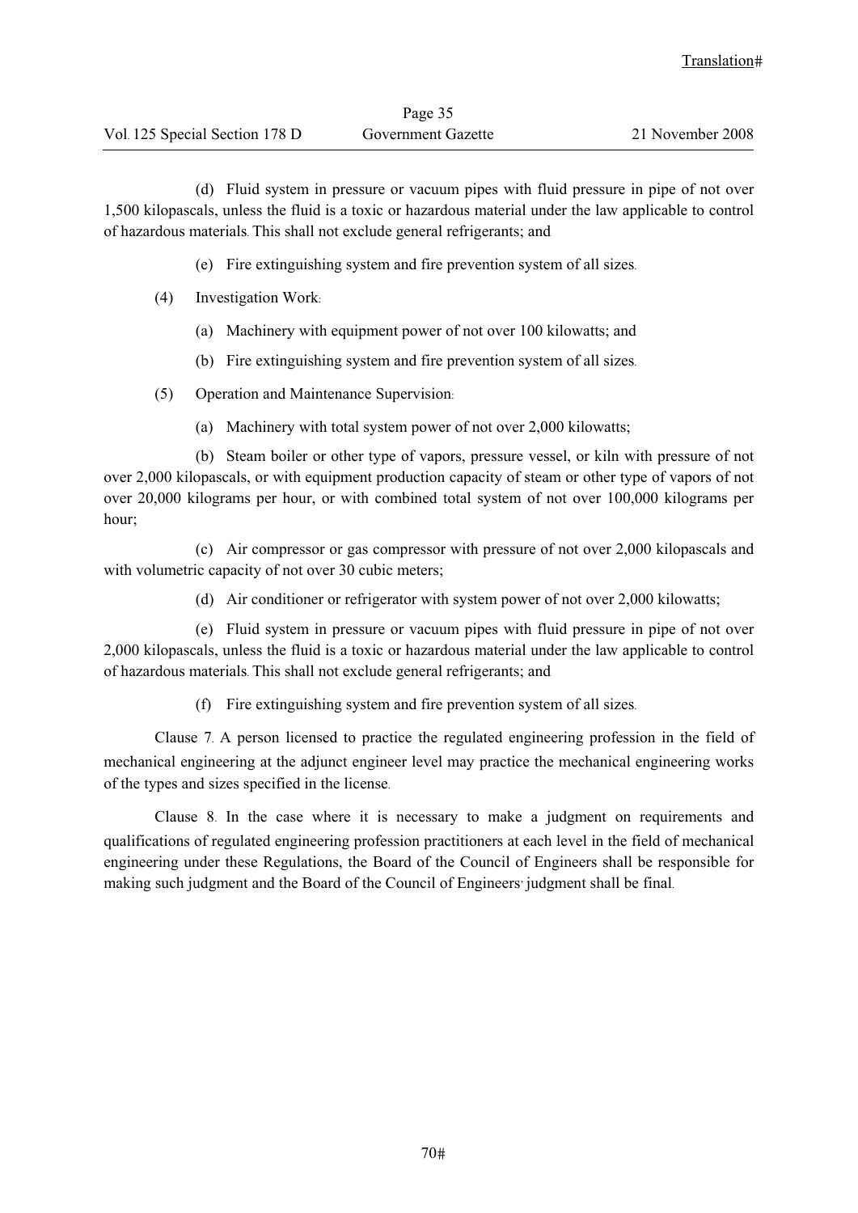(d) Fluid system in pressure or vacuum pipes with fluid pressure in pipe of not over 1,500 kilopascals, unless the fluid is a toxic or hazardous material under the law applicable to control of hazardous materials. This shall not exclude general refrigerants; and

(e) Fire extinguishing system and fire prevention system of all sizes.

(4) Investigation Work:

(a) Machinery with equipment power of not over 100 kilowatts; and

(b) Fire extinguishing system and fire prevention system of all sizes.

(5) Operation and Maintenance Supervision:

(a) Machinery with total system power of not over 2,000 kilowatts;

(b) Steam boiler or other type of vapors, pressure vessel, or kiln with pressure of not over 2,000 kilopascals, or with equipment production capacity of steam or other type of vapors of not over 20,000 kilograms per hour, or with combined total system of not over 100,000 kilograms per hour;

(c) Air compressor or gas compressor with pressure of not over 2,000 kilopascals and with volumetric capacity of not over 30 cubic meters;

(d) Air conditioner or refrigerator with system power of not over 2,000 kilowatts;

(e) Fluid system in pressure or vacuum pipes with fluid pressure in pipe of not over 2,000 kilopascals, unless the fluid is a toxic or hazardous material under the law applicable to control of hazardous materials. This shall not exclude general refrigerants; and

(f) Fire extinguishing system and fire prevention system of all sizes.

Clause 7. A person licensed to practice the regulated engineering profession in the field of mechanical engineering at the adjunct engineer level may practice the mechanical engineering works of the types and sizes specified in the license.

Clause 8. In the case where it is necessary to make a judgment on requirements and qualifications of regulated engineering profession practitioners at each level in the field of mechanical engineering under these Regulations, the Board of the Council of Engineers shall be responsible for making such judgment and the Board of the Council of Engineers' judgment shall be final.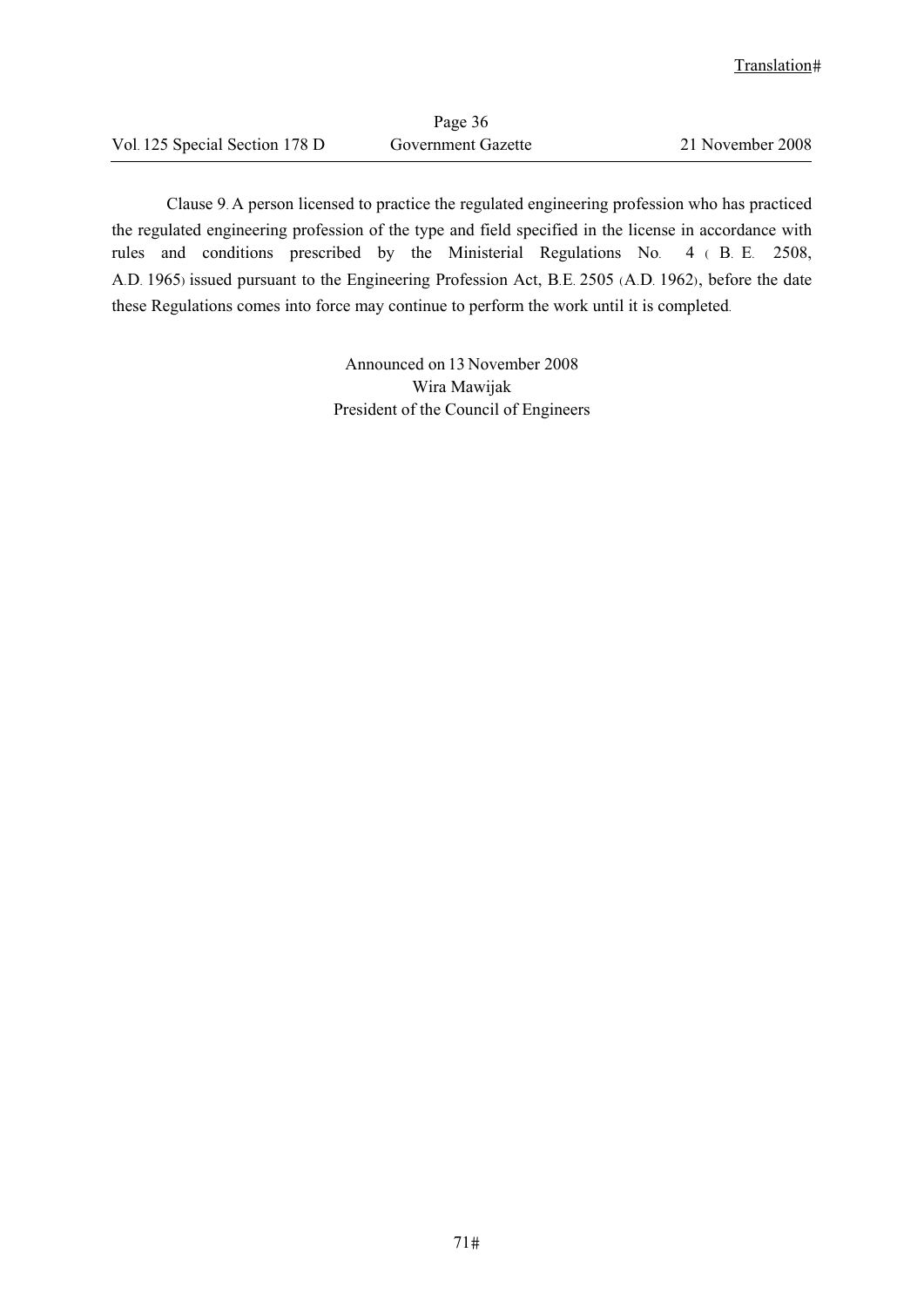Clause 9. A person licensed to practice the regulated engineering profession who has practiced the regulated engineering profession of the type and field specified in the license in accordance with rules and conditions prescribed by the Ministerial Regulations No. 4 (B. E. 2508, A.D. 1965) issued pursuant to the Engineering Profession Act, B.E. 2505 (A.D. 1962), before the date these Regulations comes into force may continue to perform the work until it is completed.

Announced on 13 November 2008
Wira Mawijak
President of the Council of Engineers